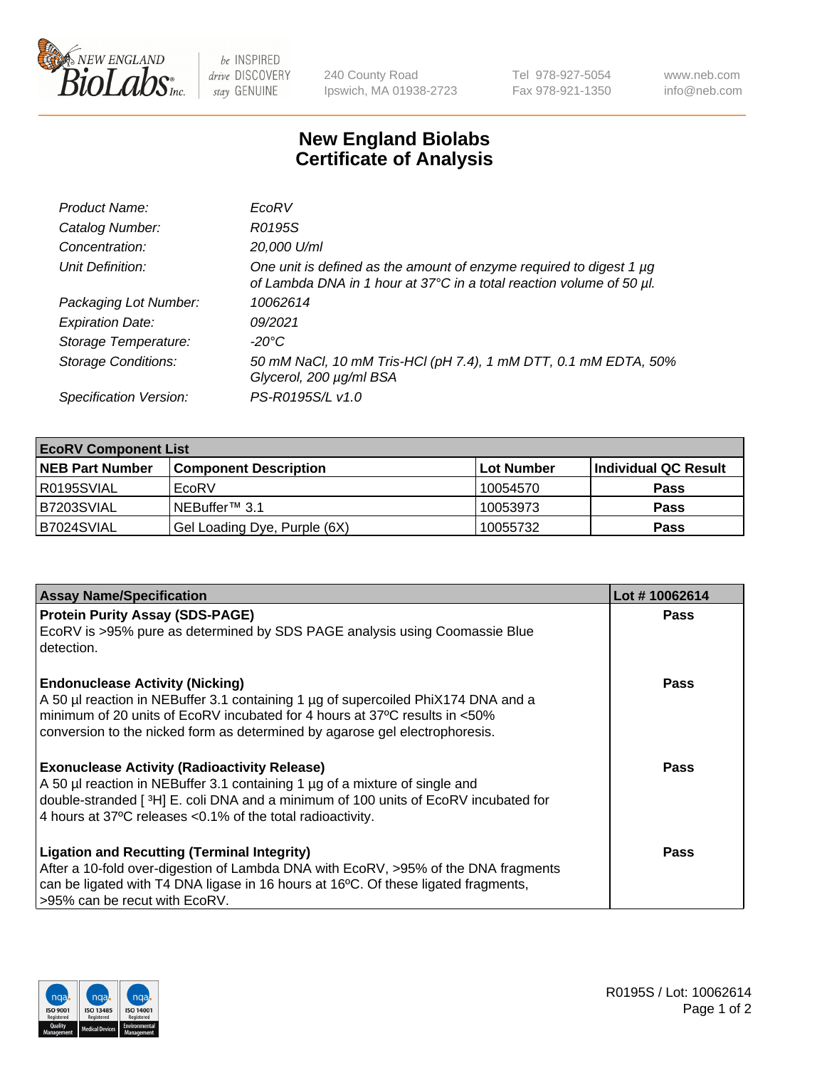240 County Road
Ipswich, MA 01938-2723

Tel 978-927-5054
Fax 978-921-1350

www.neb.com
info@neb.com

# New England Biolabs
# Certificate of Analysis

| | |
|---|---|
| *Product Name:* | *EcoRV* |
| *Catalog Number:* | *R0195S* |
| *Concentration:* | *20,000 U/ml* |
| *Unit Definition:* | *One unit is defined as the amount of enzyme required to digest 1 µg of Lambda DNA in 1 hour at 37°C in a total reaction volume of 50 µl.* |
| *Packaging Lot Number:* | *10062614* |
| *Expiration Date:* | *09/2021* |
| *Storage Temperature:* | *-20°C* |
| *Storage Conditions:* | *50 mM NaCl, 10 mM Tris-HCl (pH 7.4), 1 mM DTT, 0.1 mM EDTA, 50% Glycerol, 200 µg/ml BSA* |
| *Specification Version:* | *PS-R0195S/L v1.0* |

| **EcoRV Component List** | | | |
|---|---|---|---|
| **NEB Part Number** | **Component Description** | **Lot Number** | **Individual QC Result** |
| R0195SVIAL | EcoRV | 10054570 | **Pass** |
| B7203SVIAL | NEBuffer™ 3.1 | 10053973 | **Pass** |
| B7024SVIAL | Gel Loading Dye, Purple (6X) | 10055732 | **Pass** |

| **Assay Name/Specification** | **Lot # 10062614** |
|---|---|
| **Protein Purity Assay (SDS-PAGE)**<br>EcoRV is >95% pure as determined by SDS PAGE analysis using Coomassie Blue detection. | **Pass** |
| **Endonuclease Activity (Nicking)**<br>A 50 µl reaction in NEBuffer 3.1 containing 1 µg of supercoiled PhiX174 DNA and a minimum of 20 units of EcoRV incubated for 4 hours at 37ºC results in <50% conversion to the nicked form as determined by agarose gel electrophoresis. | **Pass** |
| **Exonuclease Activity (Radioactivity Release)**<br>A 50 µl reaction in NEBuffer 3.1 containing 1 µg of a mixture of single and double-stranded [ $^{3}$H] E. coli DNA and a minimum of 100 units of EcoRV incubated for 4 hours at 37ºC releases <0.1% of the total radioactivity. | **Pass** |
| **Ligation and Recutting (Terminal Integrity)**<br>After a 10-fold over-digestion of Lambda DNA with EcoRV, >95% of the DNA fragments can be ligated with T4 DNA ligase in 16 hours at 16ºC. Of these ligated fragments, >95% can be recut with EcoRV. | **Pass** |

R0195S / Lot: 10062614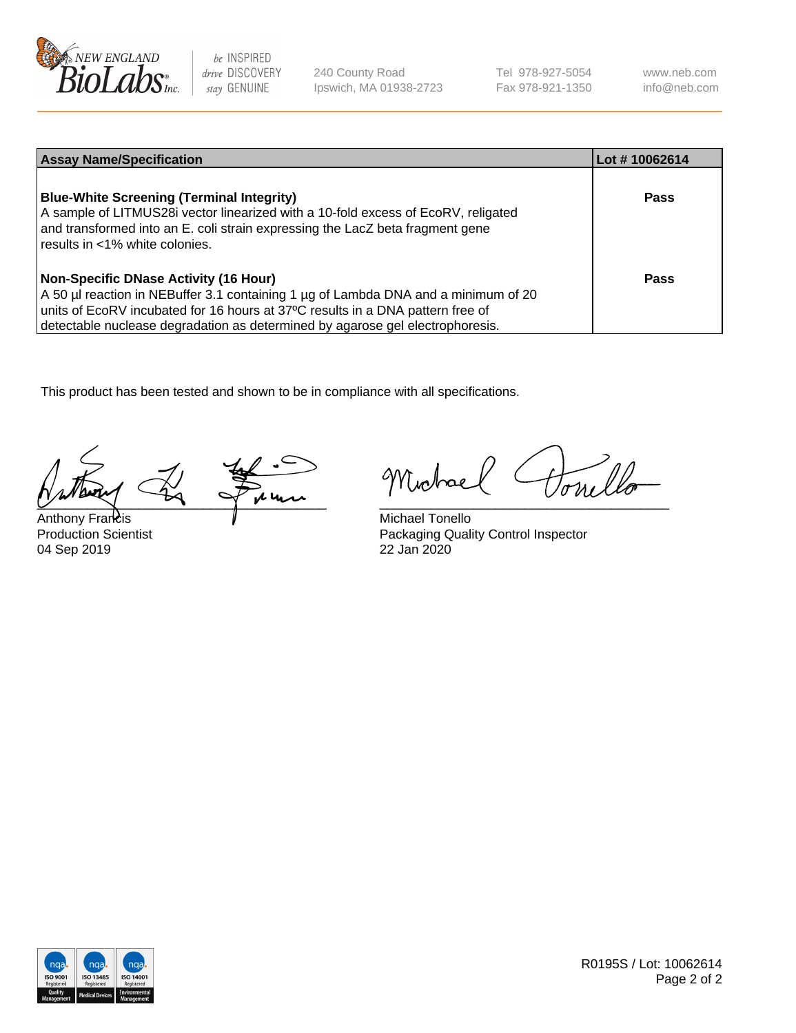NEW ENGLAND BioLabs Inc. | be INSPIRED drive DISCOVERY stay GENUINE | 240 County Road Ipswich, MA 01938-2723 | Tel 978-927-5054 Fax 978-921-1350 | www.neb.com info@neb.com

| Assay Name/Specification | Lot # 10062614 |
|---|---|
| **Blue-White Screening (Terminal Integrity)**<br>A sample of LITMUS28i vector linearized with a 10-fold excess of EcoRV, religated and transformed into an E. coli strain expressing the LacZ beta fragment gene results in <1% white colonies. | Pass |
| **Non-Specific DNase Activity (16 Hour)**<br>A 50 µl reaction in NEBuffer 3.1 containing 1 µg of Lambda DNA and a minimum of 20 units of EcoRV incubated for 16 hours at 37ºC results in a DNA pattern free of detectable nuclease degradation as determined by agarose gel electrophoresis. | Pass |

This product has been tested and shown to be in compliance with all specifications.

Anthony Francis
Production Scientist
04 Sep 2019

Michael Tonello
Packaging Quality Control Inspector
22 Jan 2020

R0195S / Lot: 10062614